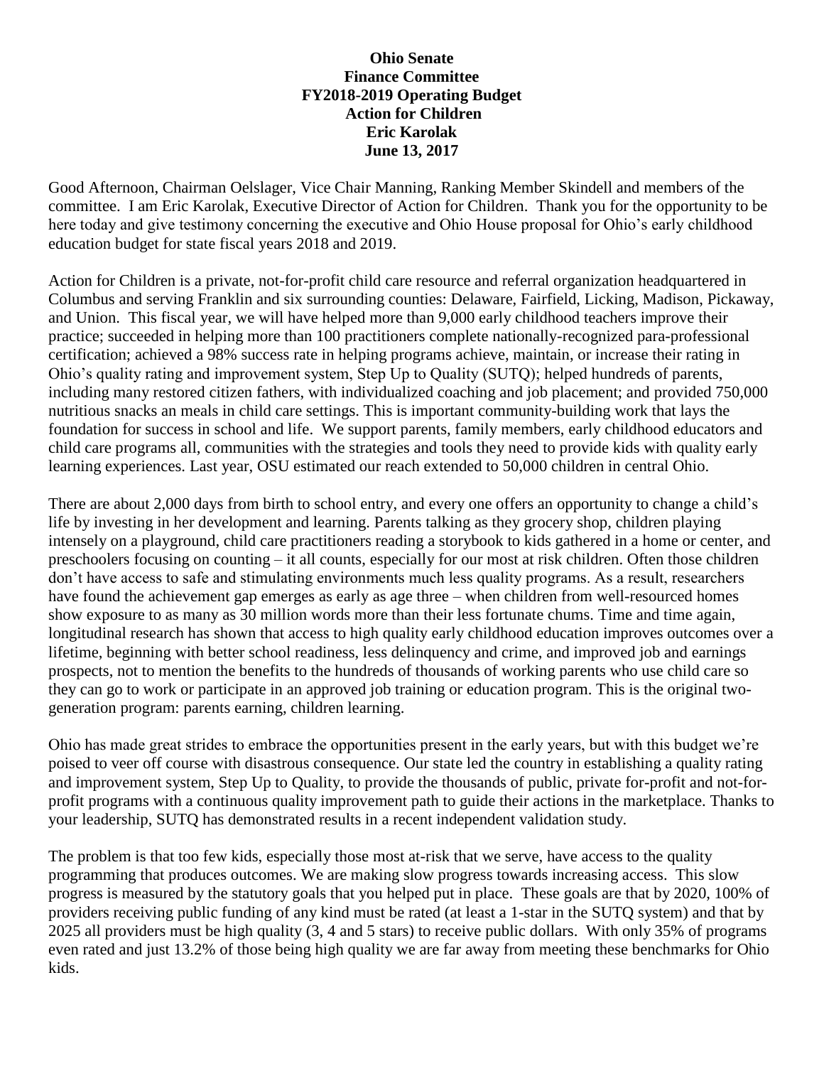**Ohio Senate**
**Finance Committee**
**FY2018-2019 Operating Budget**
**Action for Children**
**Eric Karolak**
**June 13, 2017**

Good Afternoon, Chairman Oelslager, Vice Chair Manning, Ranking Member Skindell and members of the committee. I am Eric Karolak, Executive Director of Action for Children. Thank you for the opportunity to be here today and give testimony concerning the executive and Ohio House proposal for Ohio's early childhood education budget for state fiscal years 2018 and 2019.

Action for Children is a private, not-for-profit child care resource and referral organization headquartered in Columbus and serving Franklin and six surrounding counties: Delaware, Fairfield, Licking, Madison, Pickaway, and Union. This fiscal year, we will have helped more than 9,000 early childhood teachers improve their practice; succeeded in helping more than 100 practitioners complete nationally-recognized para-professional certification; achieved a 98% success rate in helping programs achieve, maintain, or increase their rating in Ohio's quality rating and improvement system, Step Up to Quality (SUTQ); helped hundreds of parents, including many restored citizen fathers, with individualized coaching and job placement; and provided 750,000 nutritious snacks an meals in child care settings. This is important community-building work that lays the foundation for success in school and life. We support parents, family members, early childhood educators and child care programs all, communities with the strategies and tools they need to provide kids with quality early learning experiences. Last year, OSU estimated our reach extended to 50,000 children in central Ohio.

There are about 2,000 days from birth to school entry, and every one offers an opportunity to change a child's life by investing in her development and learning. Parents talking as they grocery shop, children playing intensely on a playground, child care practitioners reading a storybook to kids gathered in a home or center, and preschoolers focusing on counting – it all counts, especially for our most at risk children. Often those children don't have access to safe and stimulating environments much less quality programs. As a result, researchers have found the achievement gap emerges as early as age three – when children from well-resourced homes show exposure to as many as 30 million words more than their less fortunate chums. Time and time again, longitudinal research has shown that access to high quality early childhood education improves outcomes over a lifetime, beginning with better school readiness, less delinquency and crime, and improved job and earnings prospects, not to mention the benefits to the hundreds of thousands of working parents who use child care so they can go to work or participate in an approved job training or education program. This is the original two-generation program: parents earning, children learning.

Ohio has made great strides to embrace the opportunities present in the early years, but with this budget we're poised to veer off course with disastrous consequence. Our state led the country in establishing a quality rating and improvement system, Step Up to Quality, to provide the thousands of public, private for-profit and not-for-profit programs with a continuous quality improvement path to guide their actions in the marketplace. Thanks to your leadership, SUTQ has demonstrated results in a recent independent validation study.

The problem is that too few kids, especially those most at-risk that we serve, have access to the quality programming that produces outcomes. We are making slow progress towards increasing access. This slow progress is measured by the statutory goals that you helped put in place. These goals are that by 2020, 100% of providers receiving public funding of any kind must be rated (at least a 1-star in the SUTQ system) and that by 2025 all providers must be high quality (3, 4 and 5 stars) to receive public dollars. With only 35% of programs even rated and just 13.2% of those being high quality we are far away from meeting these benchmarks for Ohio kids.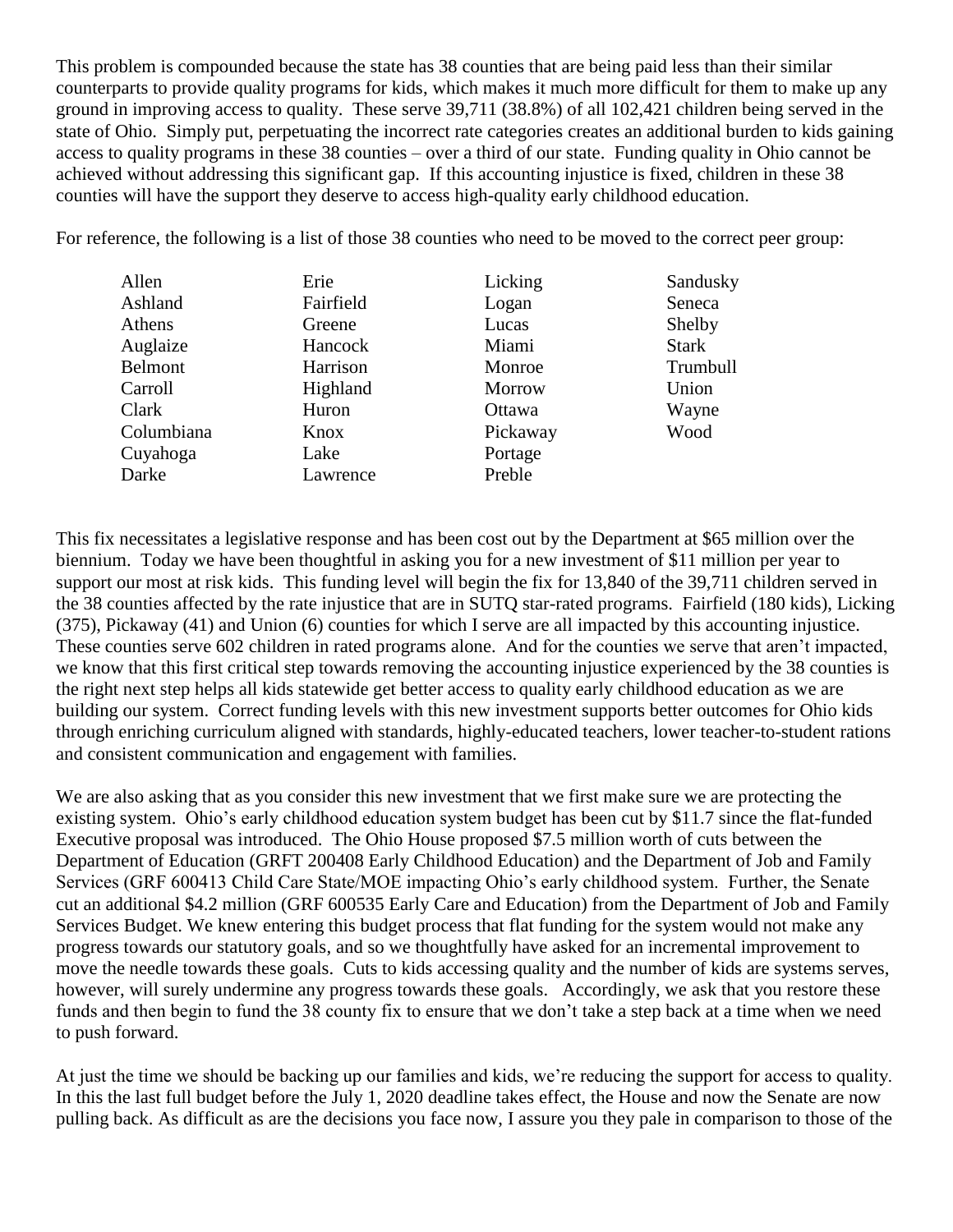This problem is compounded because the state has 38 counties that are being paid less than their similar counterparts to provide quality programs for kids, which makes it much more difficult for them to make up any ground in improving access to quality. These serve 39,711 (38.8%) of all 102,421 children being served in the state of Ohio. Simply put, perpetuating the incorrect rate categories creates an additional burden to kids gaining access to quality programs in these 38 counties – over a third of our state. Funding quality in Ohio cannot be achieved without addressing this significant gap. If this accounting injustice is fixed, children in these 38 counties will have the support they deserve to access high-quality early childhood education.

For reference, the following is a list of those 38 counties who need to be moved to the correct peer group:

| | | | |
|---|---|---|---|
| Allen | Erie | Licking | Sandusky |
| Ashland | Fairfield | Logan | Seneca |
| Athens | Greene | Lucas | Shelby |
| Auglaize | Hancock | Miami | Stark |
| Belmont | Harrison | Monroe | Trumbull |
| Carroll | Highland | Morrow | Union |
| Clark | Huron | Ottawa | Wayne |
| Columbiana | Knox | Pickaway | Wood |
| Cuyahoga | Lake | Portage | |
| Darke | Lawrence | Preble | |

This fix necessitates a legislative response and has been cost out by the Department at $65 million over the biennium. Today we have been thoughtful in asking you for a new investment of $11 million per year to support our most at risk kids. This funding level will begin the fix for 13,840 of the 39,711 children served in the 38 counties affected by the rate injustice that are in SUTQ star-rated programs. Fairfield (180 kids), Licking (375), Pickaway (41) and Union (6) counties for which I serve are all impacted by this accounting injustice. These counties serve 602 children in rated programs alone. And for the counties we serve that aren't impacted, we know that this first critical step towards removing the accounting injustice experienced by the 38 counties is the right next step helps all kids statewide get better access to quality early childhood education as we are building our system. Correct funding levels with this new investment supports better outcomes for Ohio kids through enriching curriculum aligned with standards, highly-educated teachers, lower teacher-to-student rations and consistent communication and engagement with families.

We are also asking that as you consider this new investment that we first make sure we are protecting the existing system. Ohio's early childhood education system budget has been cut by $11.7 since the flat-funded Executive proposal was introduced. The Ohio House proposed $7.5 million worth of cuts between the Department of Education (GRFT 200408 Early Childhood Education) and the Department of Job and Family Services (GRF 600413 Child Care State/MOE impacting Ohio's early childhood system. Further, the Senate cut an additional $4.2 million (GRF 600535 Early Care and Education) from the Department of Job and Family Services Budget. We knew entering this budget process that flat funding for the system would not make any progress towards our statutory goals, and so we thoughtfully have asked for an incremental improvement to move the needle towards these goals. Cuts to kids accessing quality and the number of kids are systems serves, however, will surely undermine any progress towards these goals. Accordingly, we ask that you restore these funds and then begin to fund the 38 county fix to ensure that we don't take a step back at a time when we need to push forward.

At just the time we should be backing up our families and kids, we're reducing the support for access to quality. In this the last full budget before the July 1, 2020 deadline takes effect, the House and now the Senate are now pulling back. As difficult as are the decisions you face now, I assure you they pale in comparison to those of the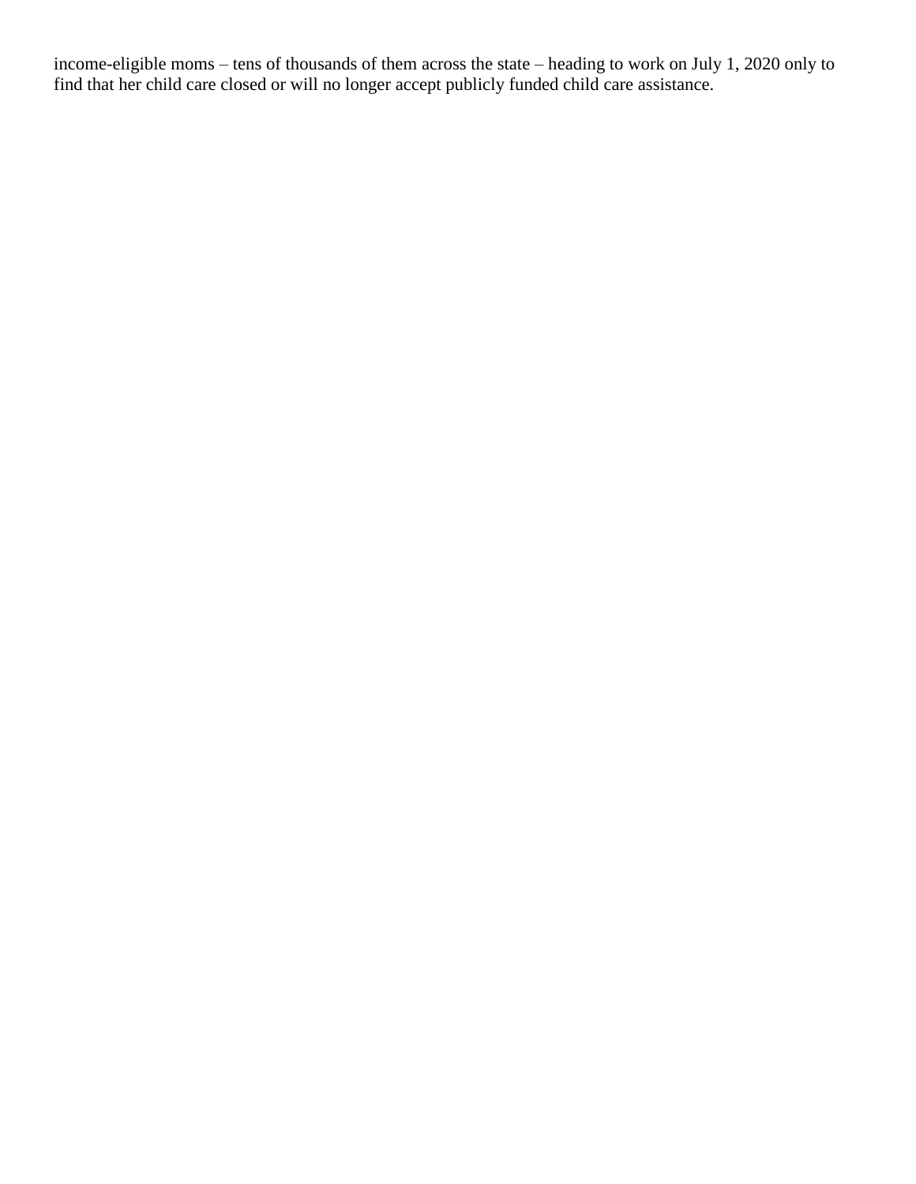income-eligible moms – tens of thousands of them across the state – heading to work on July 1, 2020 only to find that her child care closed or will no longer accept publicly funded child care assistance.